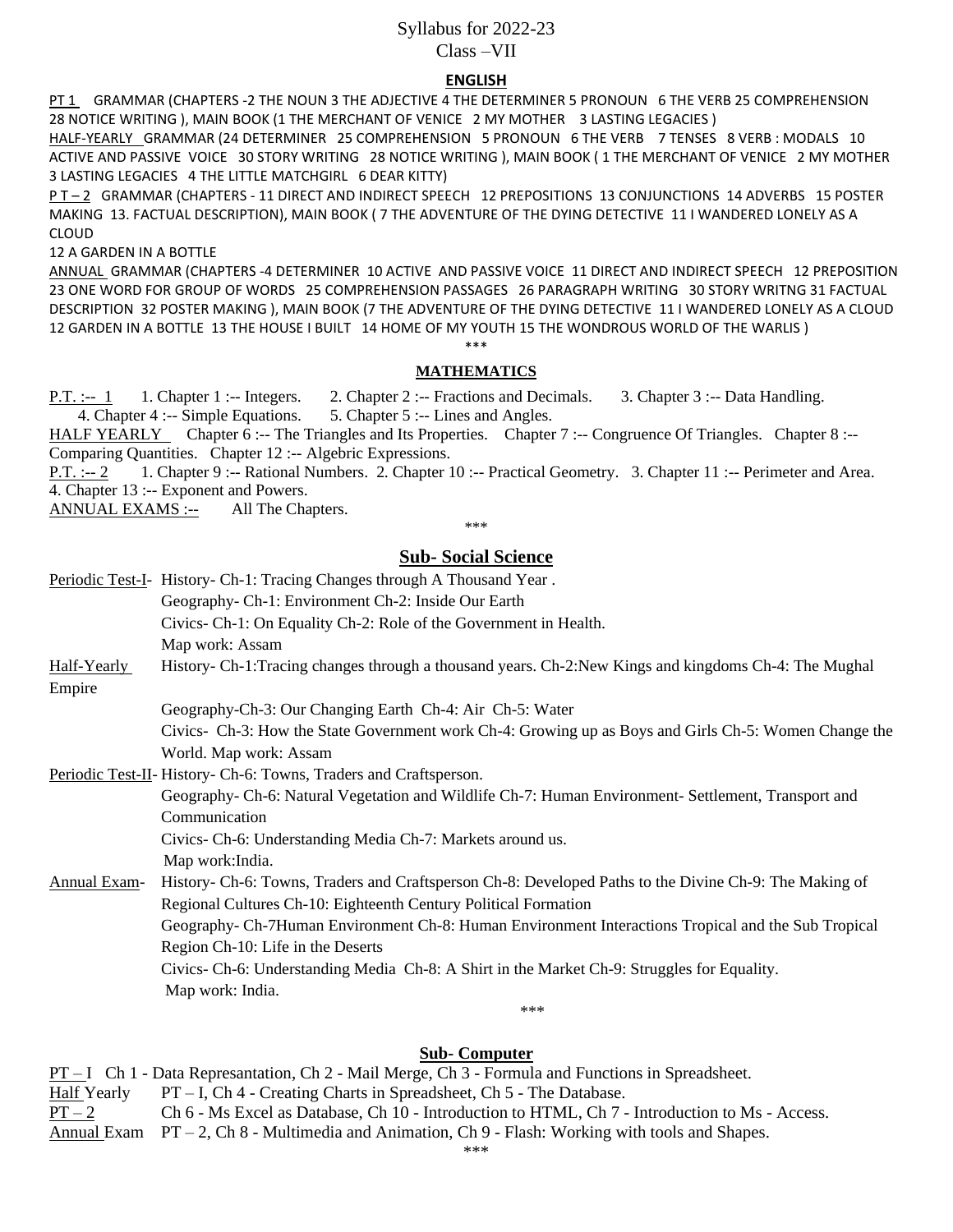# Syllabus for 2022-23

## Class –VII

### ENGLISH

PT 1 GRAMMAR (CHAPTERS -2 THE NOUN 3 THE ADJECTIVE 4 THE DETERMINER 5 PRONOUN 6 THE VERB 25 COMPREHENSION 28 NOTICE WRITING ), MAIN BOOK (1 THE MERCHANT OF VENICE 2 MY MOTHER 3 LASTING LEGACIES )

HALF-YEARLY GRAMMAR (24 DETERMINER 25 COMPREHENSION 5 PRONOUN 6 THE VERB 7 TENSES 8 VERB : MODALS 10 ACTIVE AND PASSIVE VOICE 30 STORY WRITING 28 NOTICE WRITING ), MAIN BOOK ( 1 THE MERCHANT OF VENICE 2 MY MOTHER 3 LASTING LEGACIES 4 THE LITTLE MATCHGIRL 6 DEAR KITTY)

P T – 2 GRAMMAR (CHAPTERS - 11 DIRECT AND INDIRECT SPEECH 12 PREPOSITIONS 13 CONJUNCTIONS 14 ADVERBS 15 POSTER MAKING 13. FACTUAL DESCRIPTION), MAIN BOOK ( 7 THE ADVENTURE OF THE DYING DETECTIVE 11 I WANDERED LONELY AS A CLOUD
12 A GARDEN IN A BOTTLE

ANNUAL GRAMMAR (CHAPTERS -4 DETERMINER 10 ACTIVE AND PASSIVE VOICE 11 DIRECT AND INDIRECT SPEECH 12 PREPOSITION 23 ONE WORD FOR GROUP OF WORDS 25 COMPREHENSION PASSAGES 26 PARAGRAPH WRITING 30 STORY WRITNG 31 FACTUAL DESCRIPTION 32 POSTER MAKING ), MAIN BOOK (7 THE ADVENTURE OF THE DYING DETECTIVE 11 I WANDERED LONELY AS A CLOUD 12 GARDEN IN A BOTTLE 13 THE HOUSE I BUILT 14 HOME OF MY YOUTH 15 THE WONDROUS WORLD OF THE WARLIS )

***

### MATHEMATICS

P.T. :-- 1 1. Chapter 1 :-- Integers. 2. Chapter 2 :-- Fractions and Decimals. 3. Chapter 3 :-- Data Handling. 4. Chapter 4 :-- Simple Equations. 5. Chapter 5 :-- Lines and Angles.

HALF YEARLY Chapter 6 :-- The Triangles and Its Properties. Chapter 7 :-- Congruence Of Triangles. Chapter 8 :-- Comparing Quantities. Chapter 12 :-- Algebric Expressions.

P.T. :-- 2 1. Chapter 9 :-- Rational Numbers. 2. Chapter 10 :-- Practical Geometry. 3. Chapter 11 :-- Perimeter and Area. 4. Chapter 13 :-- Exponent and Powers.

ANNUAL EXAMS :-- All The Chapters.

***

### Sub- Social Science

Periodic Test-I- History- Ch-1: Tracing Changes through A Thousand Year .
Geography- Ch-1: Environment Ch-2: Inside Our Earth
Civics- Ch-1: On Equality Ch-2: Role of the Government in Health.
Map work: Assam

Half-Yearly History- Ch-1:Tracing changes through a thousand years. Ch-2:New Kings and kingdoms Ch-4: The Mughal Empire
Geography-Ch-3: Our Changing Earth Ch-4: Air Ch-5: Water
Civics- Ch-3: How the State Government work Ch-4: Growing up as Boys and Girls Ch-5: Women Change the World. Map work: Assam

Periodic Test-II- History- Ch-6: Towns, Traders and Craftsperson.
Geography- Ch-6: Natural Vegetation and Wildlife Ch-7: Human Environment- Settlement, Transport and Communication
Civics- Ch-6: Understanding Media Ch-7: Markets around us.
Map work:India.

Annual Exam- History- Ch-6: Towns, Traders and Craftsperson Ch-8: Developed Paths to the Divine Ch-9: The Making of Regional Cultures Ch-10: Eighteenth Century Political Formation
Geography- Ch-7Human Environment Ch-8: Human Environment Interactions Tropical and the Sub Tropical Region Ch-10: Life in the Deserts
Civics- Ch-6: Understanding Media Ch-8: A Shirt in the Market Ch-9: Struggles for Equality.
Map work: India.

***

### Sub- Computer

PT – I Ch 1 - Data Represantation, Ch 2 - Mail Merge, Ch 3 - Formula and Functions in Spreadsheet.

Half Yearly PT – I, Ch 4 - Creating Charts in Spreadsheet, Ch 5 - The Database.

PT – 2 Ch 6 - Ms Excel as Database, Ch 10 - Introduction to HTML, Ch 7 - Introduction to Ms - Access.

Annual Exam PT – 2, Ch 8 - Multimedia and Animation, Ch 9 - Flash: Working with tools and Shapes.

***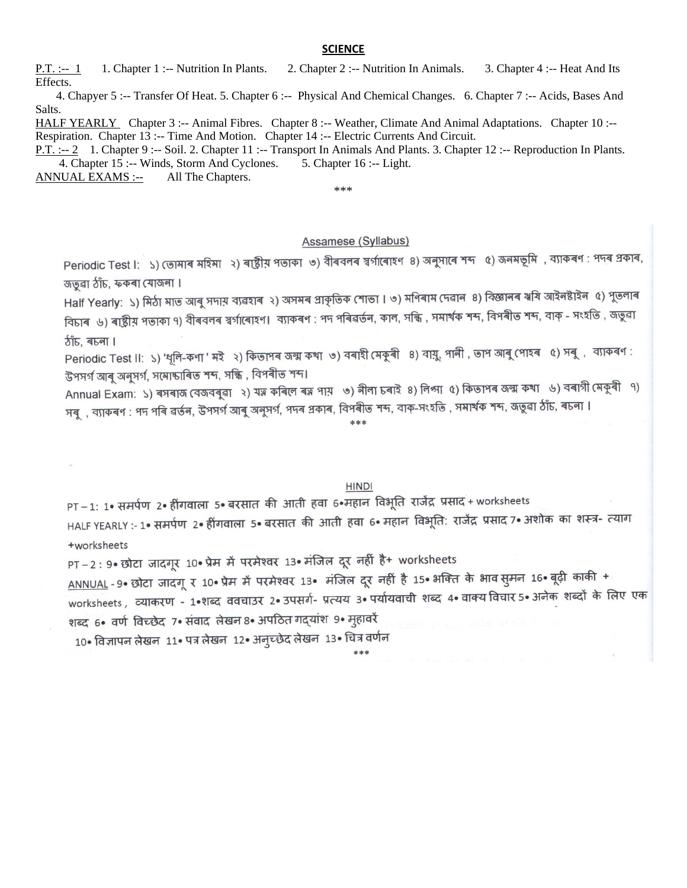## SCIENCE

P.T. :-- 1  1. Chapter 1 :-- Nutrition In Plants.  2. Chapter 2 :-- Nutrition In Animals.  3. Chapter 4 :-- Heat And Its Effects.
4. Chapyer 5 :-- Transfer Of Heat. 5. Chapter 6 :-- Physical And Chemical Changes.  6. Chapter 7 :-- Acids, Bases And Salts.

HALF YEARLY  Chapter 3 :-- Animal Fibres.  Chapter 8 :-- Weather, Climate And Animal Adaptations.  Chapter 10 :-- Respiration. Chapter 13 :-- Time And Motion.  Chapter 14 :-- Electric Currents And Circuit.

P.T. :-- 2  1. Chapter 9 :-- Soil. 2. Chapter 11 :-- Transport In Animals And Plants. 3. Chapter 12 :-- Reproduction In Plants.
4. Chapter 15 :-- Winds, Storm And Cyclones.  5. Chapter 16 :-- Light.

ANNUAL EXAMS :--  All The Chapters.

***

## Assamese (Syllabus)

Periodic Test I: ১) তোমাৰ মহিমা ২) ৰাষ্ট্ৰীয় পতাকা ৩) বীৰবলৰ স্বৰ্গাৰোহণ ৪) অনুসাৰে শব্দ ৫) জনমভূমি , ব্যাকৰণ : পদৰ প্ৰকাৰ, জতুৱা ঠাঁচ, ফকৰা যোজনা।

Half Yearly: ১) মিঠা মাত আৰু সদায় ব্যৱহাৰ ২) অসমৰ প্ৰাকৃতিক শোভা। ৩) মণিৰাম দেৱান ৪) বিজ্ঞানৰ ঋষি আইনষ্টাইন ৫) পুতলাৰ বিচাৰ ৬) ৰাষ্ট্ৰীয় পতাকা ৭) বীৰবলৰ স্বৰ্গাৰোহণ। ব্যাকৰণ : পদ পৰিৱৰ্তন, কাল, সন্ধি , সমাৰ্থক শব্দ, বিপৰীত শব্দ, বাক্ - সংহতি , জতুৱা ঠাঁচ, ৰচনা।

Periodic Test II: ১) 'ধূলি-কণা' মই ২) কিতাপৰ জন্ম কথা ৩) বৰাহী মেকুৰী ৪) বায়ু, পানী , তাপ আৰু পোহৰ ৫) সবু , ব্যাকৰণ : উপসৰ্গ আৰু অনুসৰ্গ, সমোচ্চাৰিত শব্দ, সন্ধি , বিপৰীত শব্দ।

Annual Exam: ১) ৰসৰাজ বেজবৰুৱা ২) যত্ন কৰিলে ৰত্ন পায় ৩) নীলা চৰাই ৪) লিপ্সা ৫) কিতাপৰ জন্ম কথা ৬) বৰাগী মেকুৰী ৭) সবু , ব্যাকৰণ : পদ পৰি ৱৰ্তন, উপসৰ্গ আৰু অনুসৰ্গ, পদৰ প্ৰকাৰ, বিপৰীত শব্দ, বাক্-সংহতি , সমাৰ্থক শব্দ, জতুৱা ঠাঁচ, ৰচনা।

***

## HINDI

PT – 1: 1• समर्पण 2• हींगवाला 5• बरसात की आती हवा 6•महान विभूति राजेंद्र प्रसाद + worksheets

HALF YEARLY :- 1• समर्पण 2• हींगवाला 5• बरसात की आती हवा 6• महान विभूतिः राजेंद्र प्रसाद 7• अशोक का शस्त्र- त्याग +worksheets

PT – 2 : 9• छोटा जादगूर 10• प्रेम में परमेश्वर 13• मंजिल दूर नहीं है+ worksheets

ANNUAL - 9• छोटा जादगू र 10• प्रेम में परमेश्वर 13• मंजिल दूर नहीं है 15• भक्ति के भाव सुमन 16• बूढ़ी काकी + worksheets , व्याकरण - 1•शब्द ववचाउर 2• उपसर्ग- प्रत्यय 3• पर्यायवाची शब्द 4• वाक्य विचार 5• अनेक शब्दों के लिए एक शब्द 6• वर्ण विच्छेद 7• संवाद लेखन 8• अपठित गद्यांश 9• मुहावरें 10• विज्ञापन लेखन 11• पत्र लेखन 12• अनुच्छेद लेखन 13• चित्र वर्णन

***